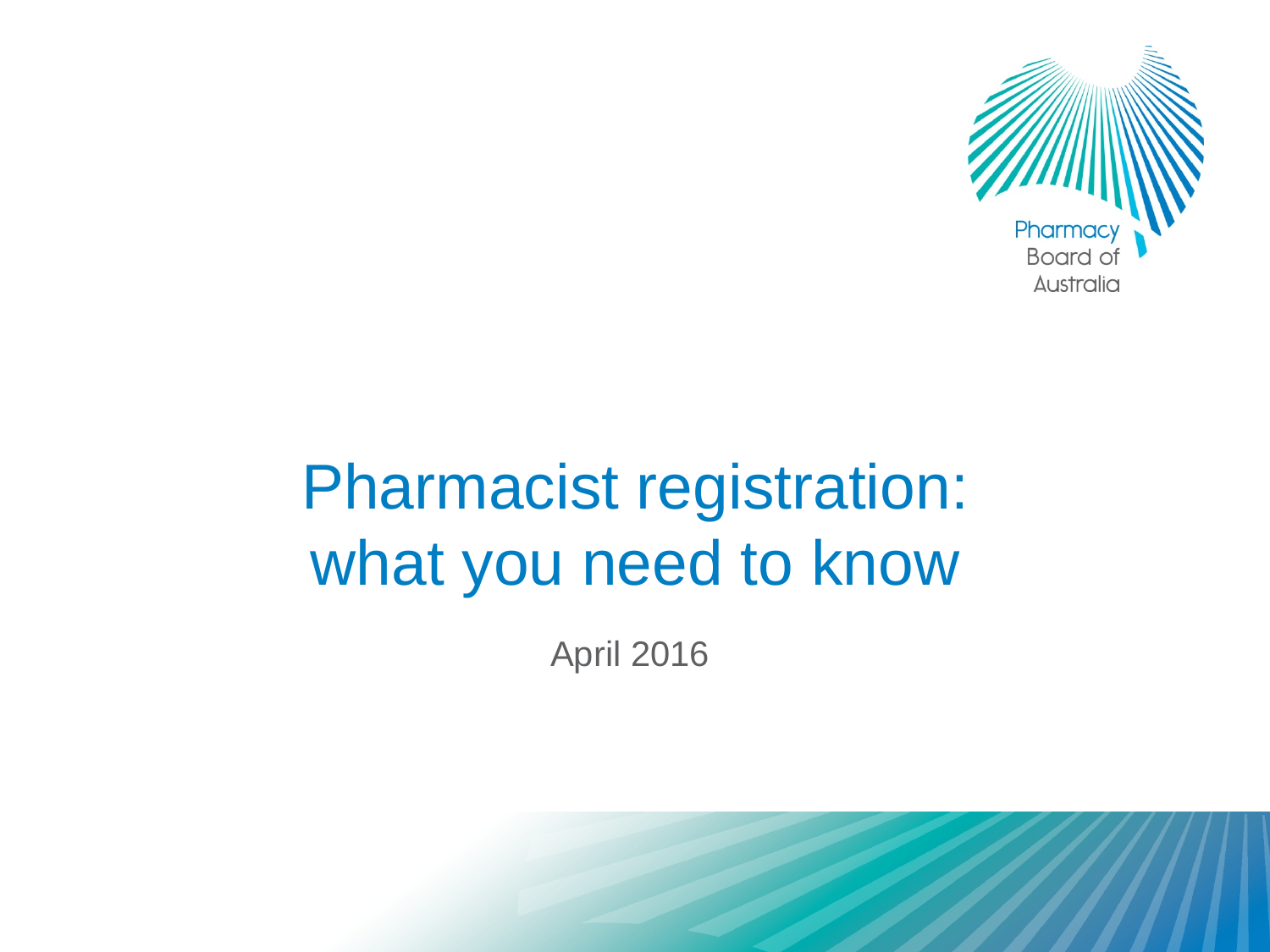Pharmacy Board of Australia

# Pharmacist registration: what you need to know

April 2016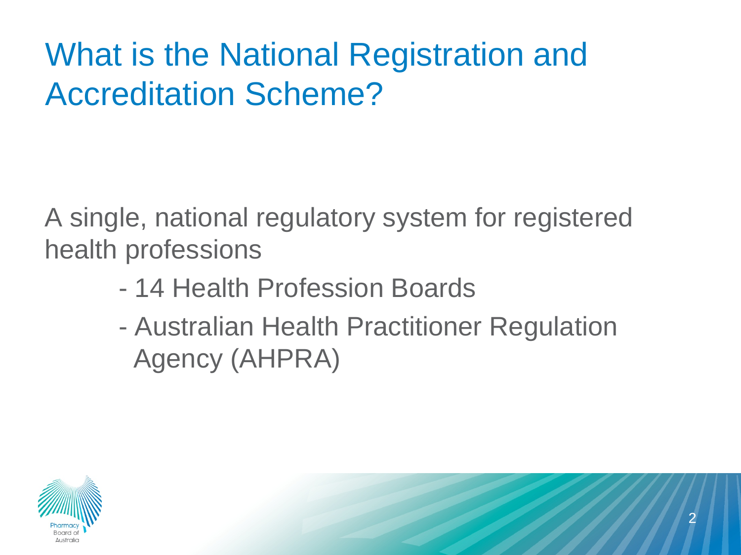# What is the National Registration and Accreditation Scheme?

A single, national regulatory system for registered health professions

- 14 Health Profession Boards
- Australian Health Practitioner Regulation Agency (AHPRA)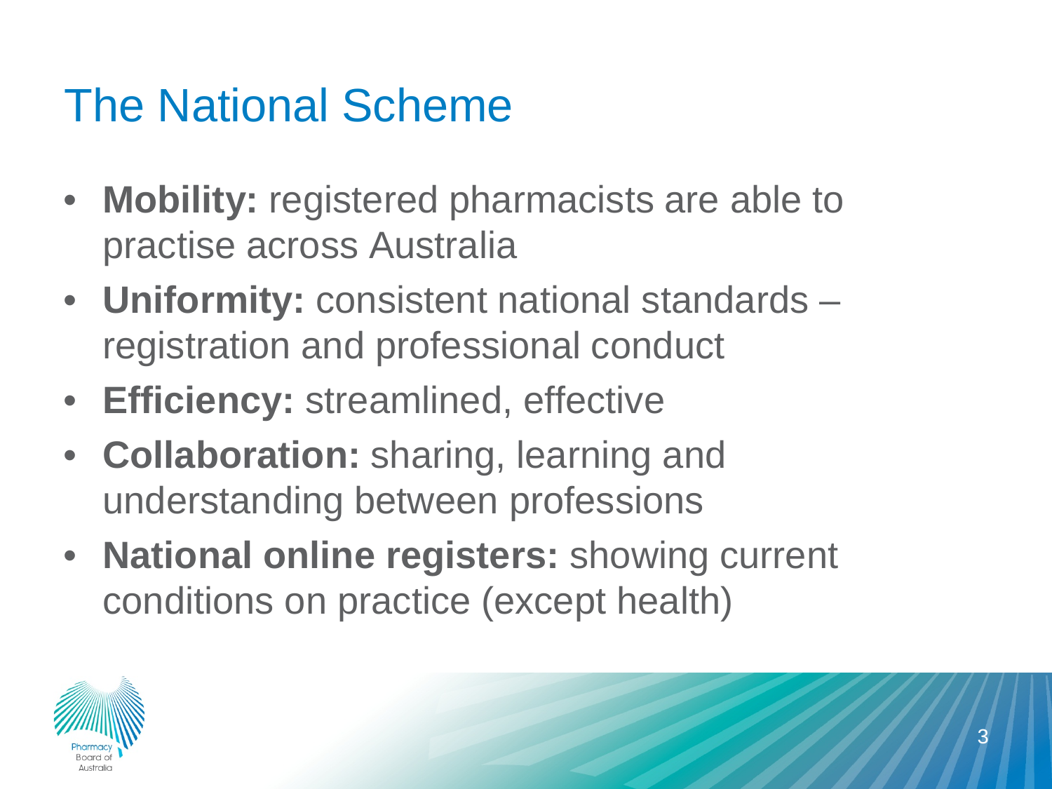# The National Scheme

- **Mobility:** registered pharmacists are able to practise across Australia
- **Uniformity:** consistent national standards – registration and professional conduct
- **Efficiency:** streamlined, effective
- **Collaboration:** sharing, learning and understanding between professions
- **National online registers:** showing current conditions on practice (except health)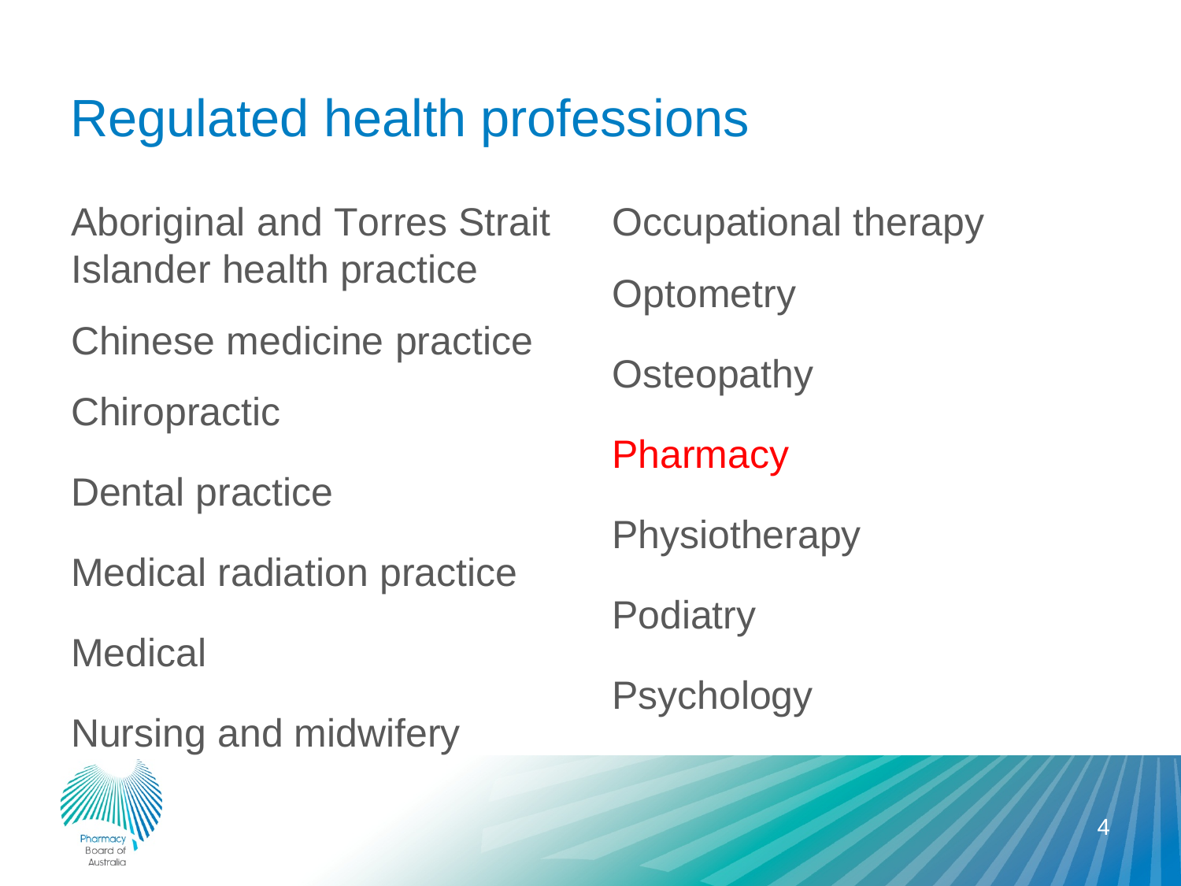# Regulated health professions

- Aboriginal and Torres Strait Islander health practice
- Chinese medicine practice
- Chiropractic
- Dental practice
- Medical radiation practice
- Medical
- Nursing and midwifery
- Occupational therapy
- Optometry
- Osteopathy
- Pharmacy
- Physiotherapy
- Podiatry
- Psychology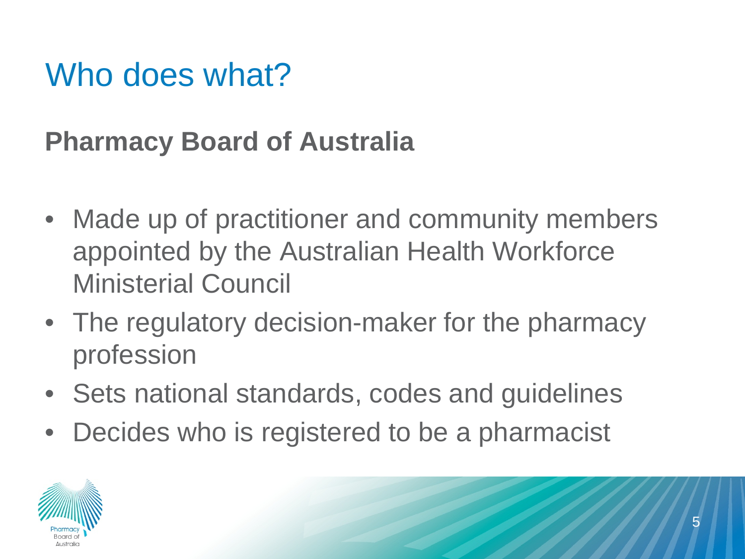# Who does what?

## Pharmacy Board of Australia

- Made up of practitioner and community members appointed by the Australian Health Workforce Ministerial Council
- The regulatory decision-maker for the pharmacy profession
- Sets national standards, codes and guidelines
- Decides who is registered to be a pharmacist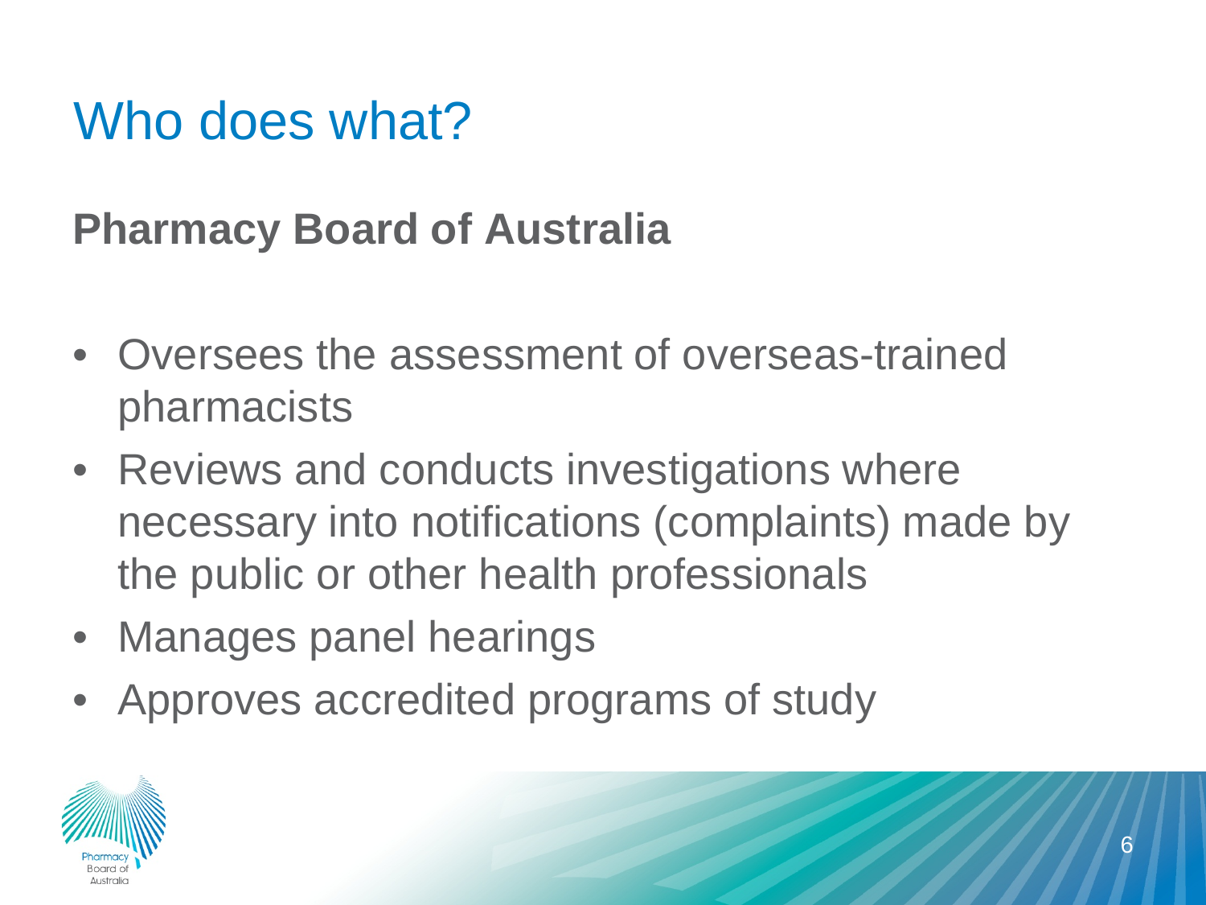# Who does what?

## Pharmacy Board of Australia

- Oversees the assessment of overseas-trained pharmacists
- Reviews and conducts investigations where necessary into notifications (complaints) made by the public or other health professionals
- Manages panel hearings
- Approves accredited programs of study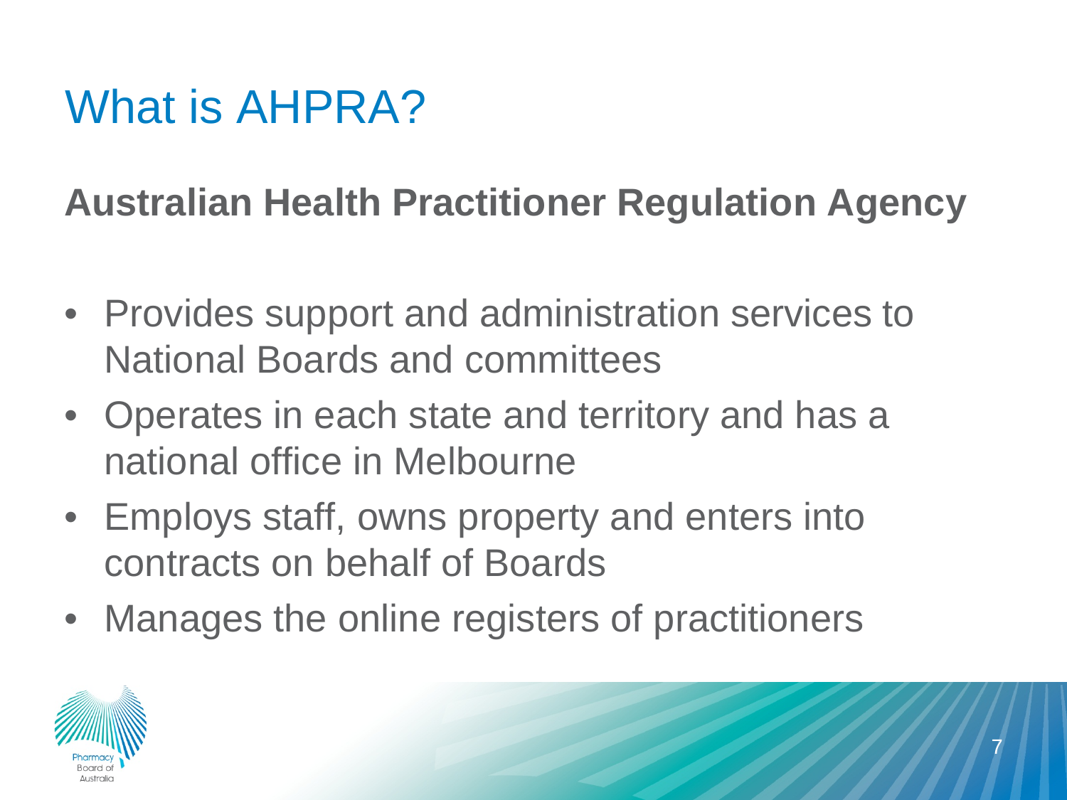# What is AHPRA?

**Australian Health Practitioner Regulation Agency**

- Provides support and administration services to National Boards and committees
- Operates in each state and territory and has a national office in Melbourne
- Employs staff, owns property and enters into contracts on behalf of Boards
- Manages the online registers of practitioners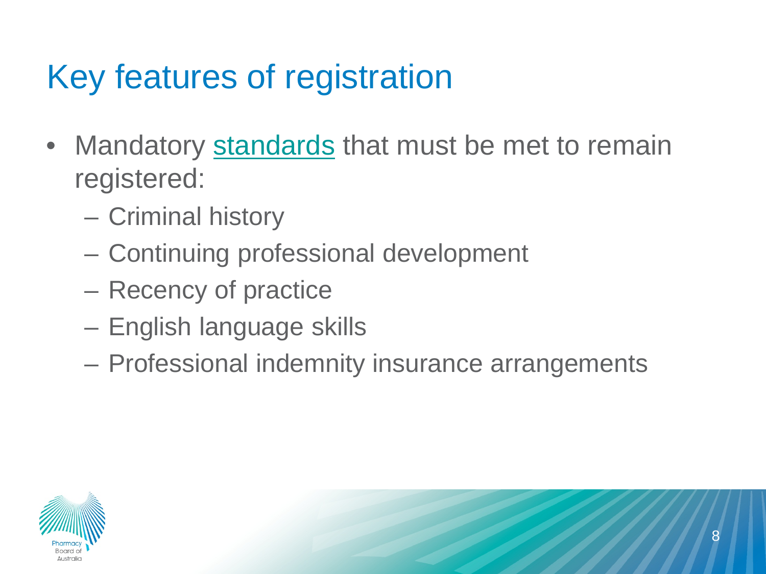# Key features of registration

- Mandatory standards that must be met to remain registered:
  - Criminal history
  - Continuing professional development
  - Recency of practice
  - English language skills
  - Professional indemnity insurance arrangements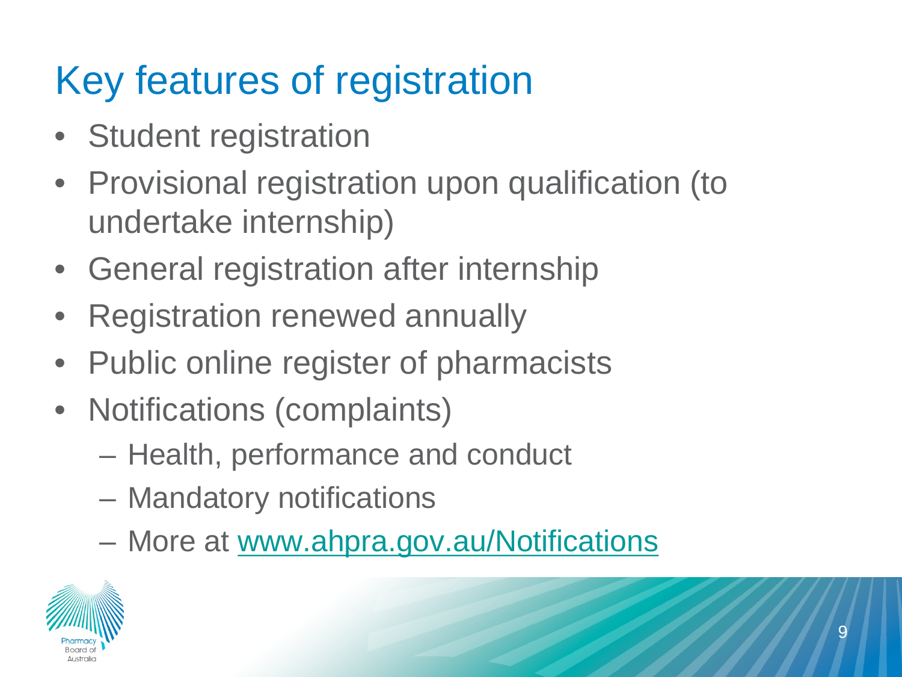# Key features of registration

- Student registration
- Provisional registration upon qualification (to undertake internship)
- General registration after internship
- Registration renewed annually
- Public online register of pharmacists
- Notifications (complaints)
  - Health, performance and conduct
  - Mandatory notifications
  - More at www.ahpra.gov.au/Notifications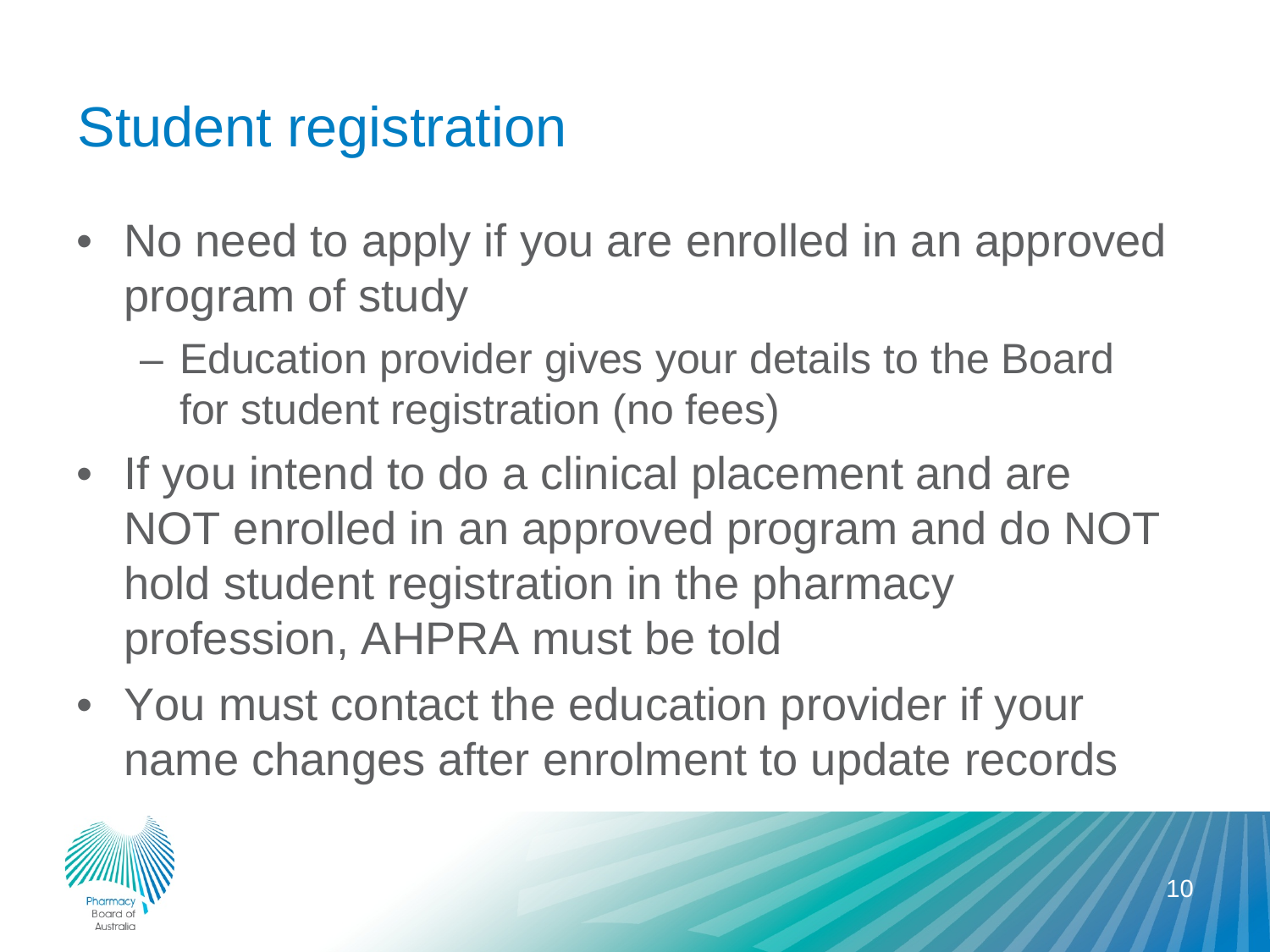# Student registration

- No need to apply if you are enrolled in an approved program of study
  - Education provider gives your details to the Board for student registration (no fees)
- If you intend to do a clinical placement and are NOT enrolled in an approved program and do NOT hold student registration in the pharmacy profession, AHPRA must be told
- You must contact the education provider if your name changes after enrolment to update records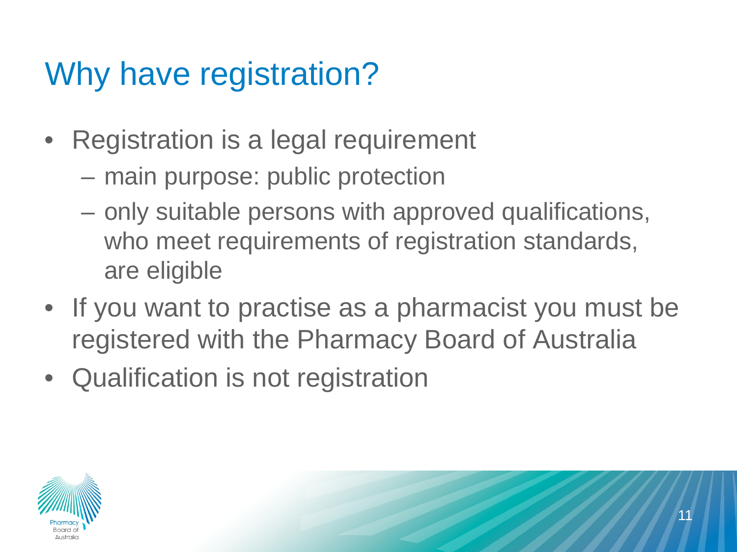# Why have registration?

- Registration is a legal requirement
  - main purpose: public protection
  - only suitable persons with approved qualifications, who meet requirements of registration standards, are eligible
- If you want to practise as a pharmacist you must be registered with the Pharmacy Board of Australia
- Qualification is not registration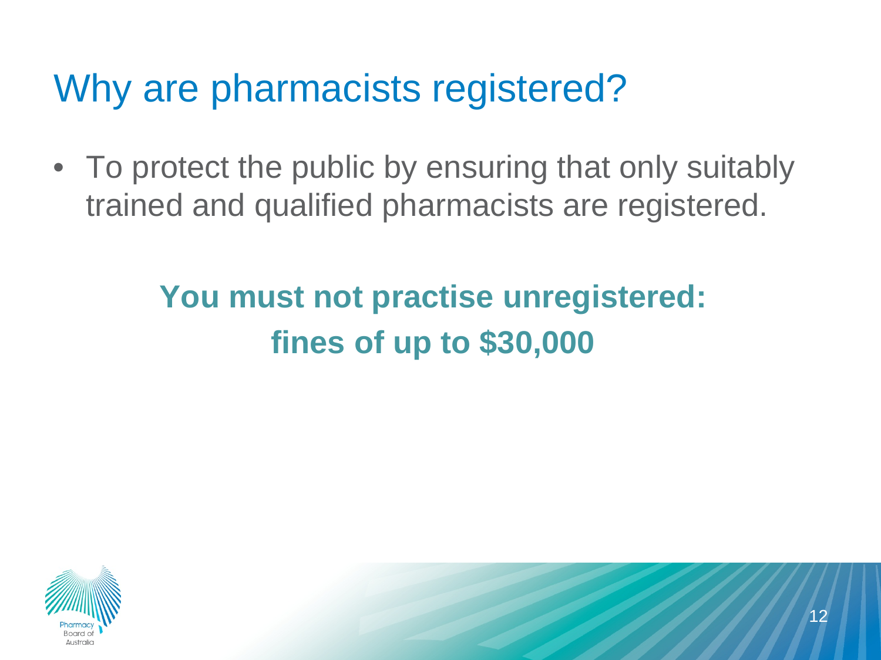# Why are pharmacists registered?

- To protect the public by ensuring that only suitably trained and qualified pharmacists are registered.

**You must not practise unregistered: fines of up to $30,000**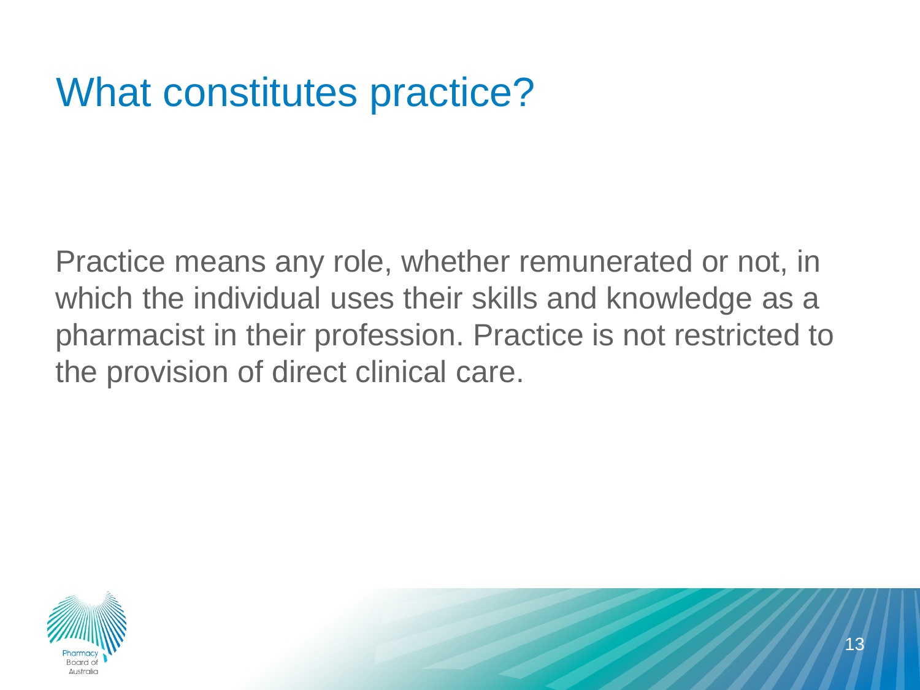# What constitutes practice?

Practice means any role, whether remunerated or not, in which the individual uses their skills and knowledge as a pharmacist in their profession. Practice is not restricted to the provision of direct clinical care.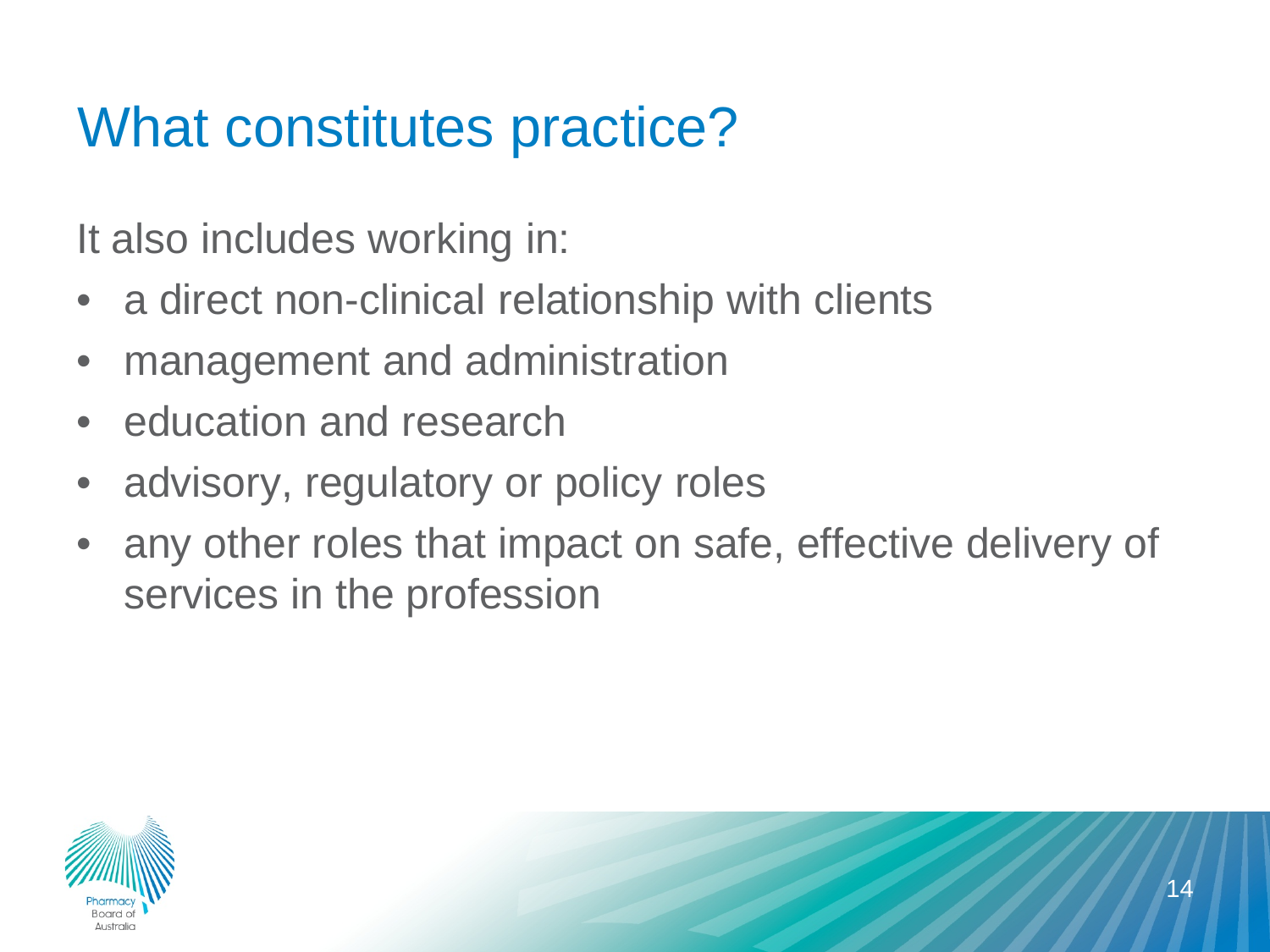# What constitutes practice?

It also includes working in:

- a direct non-clinical relationship with clients
- management and administration
- education and research
- advisory, regulatory or policy roles
- any other roles that impact on safe, effective delivery of services in the profession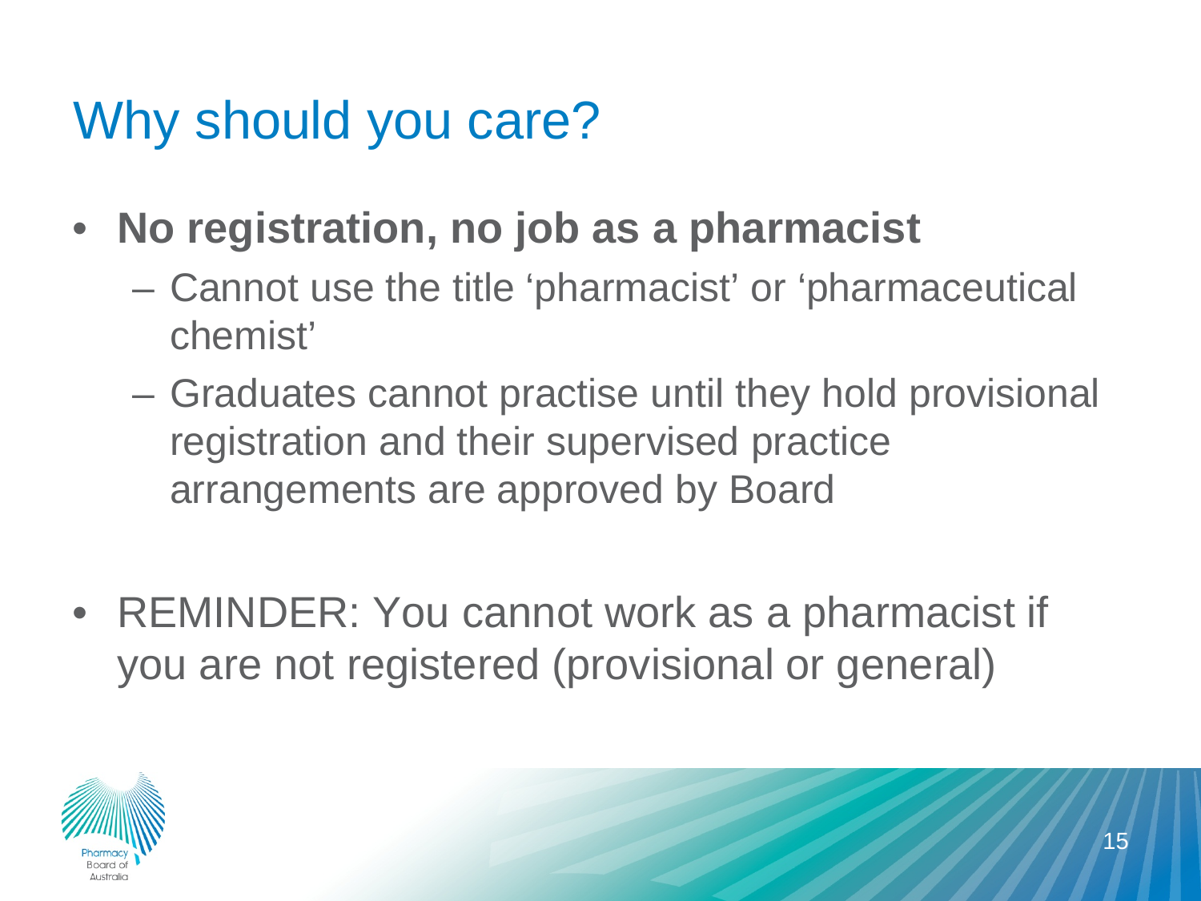# Why should you care?

- **No registration, no job as a pharmacist**
  - Cannot use the title ‘pharmacist’ or ‘pharmaceutical chemist’
  - Graduates cannot practise until they hold provisional registration and their supervised practice arrangements are approved by Board

- REMINDER: You cannot work as a pharmacist if you are not registered (provisional or general)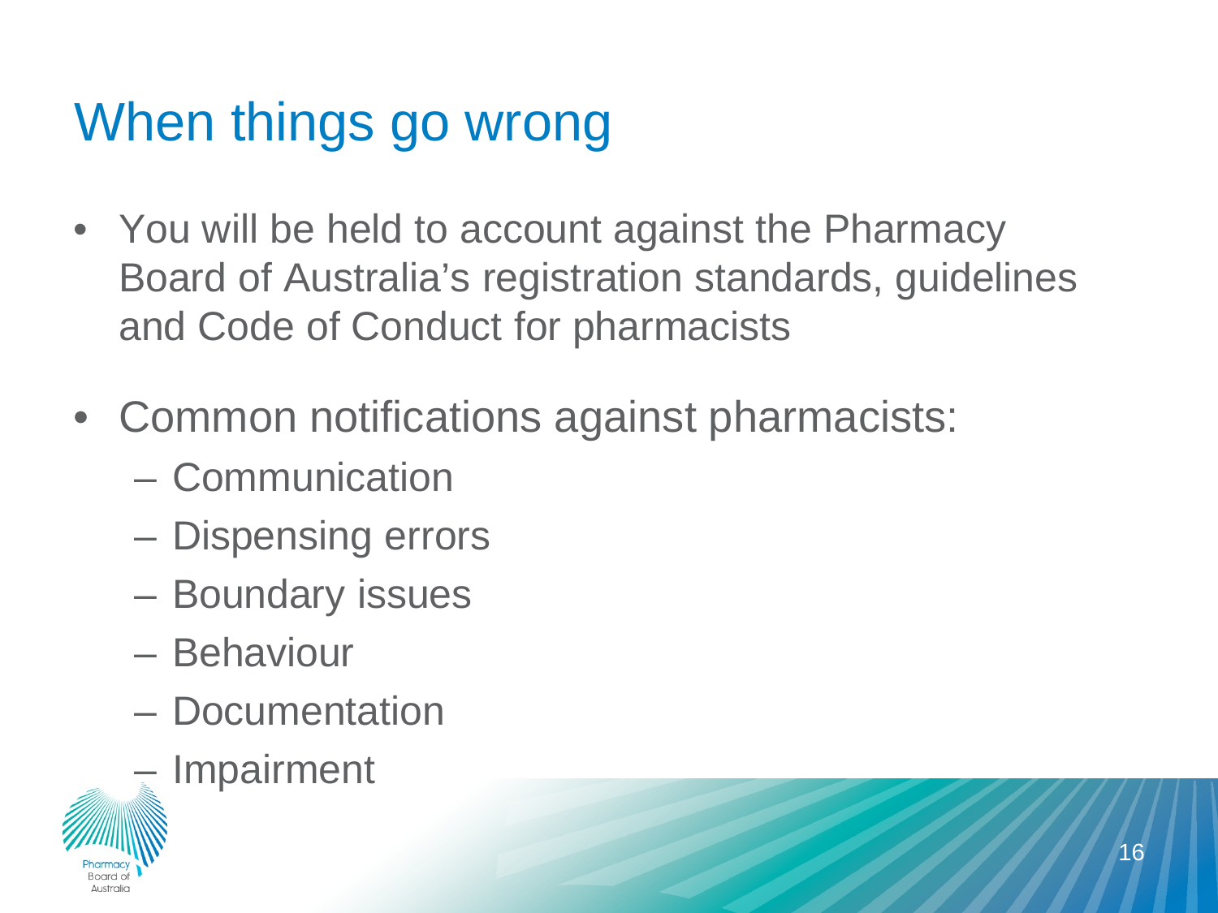# When things go wrong

- You will be held to account against the Pharmacy Board of Australia's registration standards, guidelines and Code of Conduct for pharmacists
- Common notifications against pharmacists:
  - Communication
  - Dispensing errors
  - Boundary issues
  - Behaviour
  - Documentation
  - Impairment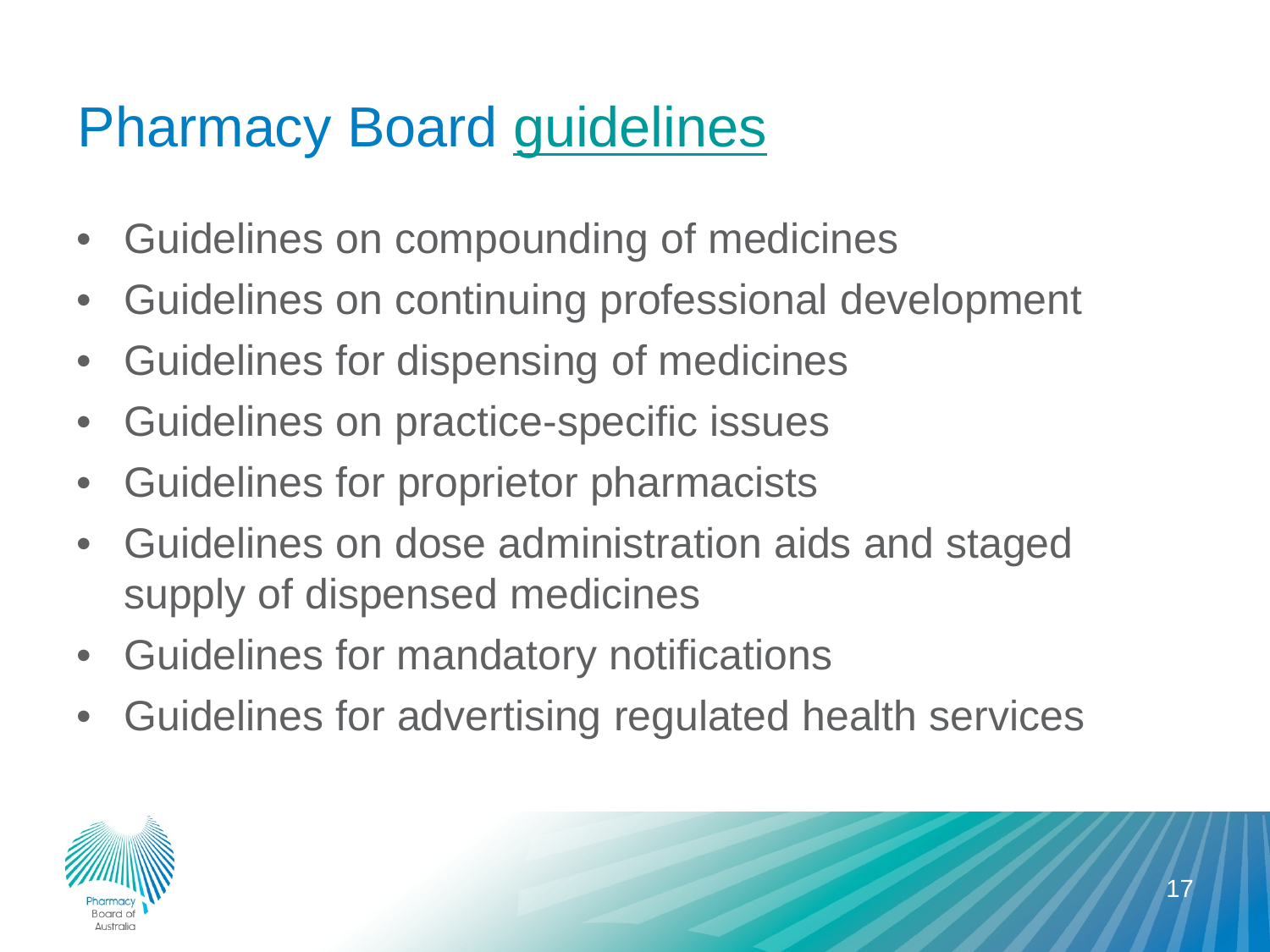# Pharmacy Board guidelines

- Guidelines on compounding of medicines
- Guidelines on continuing professional development
- Guidelines for dispensing of medicines
- Guidelines on practice-specific issues
- Guidelines for proprietor pharmacists
- Guidelines on dose administration aids and staged supply of dispensed medicines
- Guidelines for mandatory notifications
- Guidelines for advertising regulated health services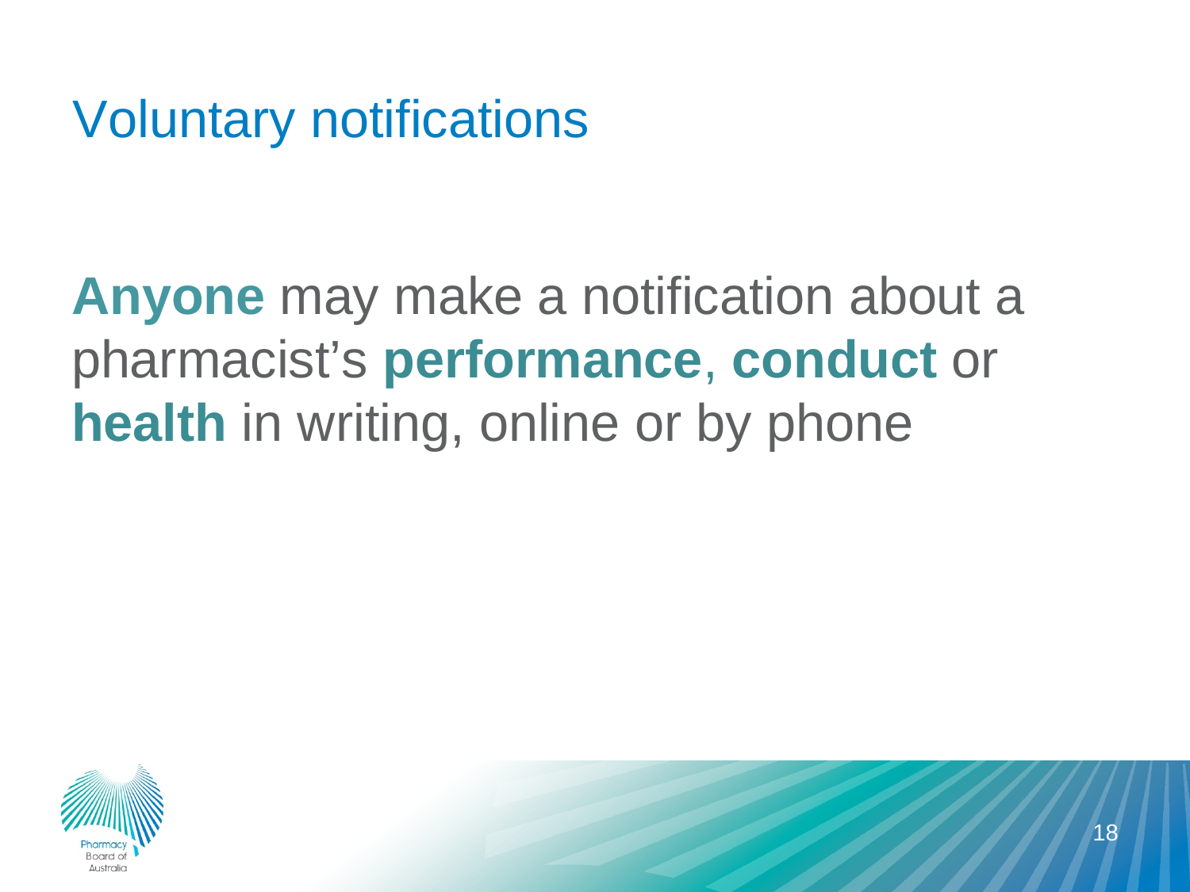# Voluntary notifications

**Anyone** may make a notification about a pharmacist's **performance**, **conduct** or **health** in writing, online or by phone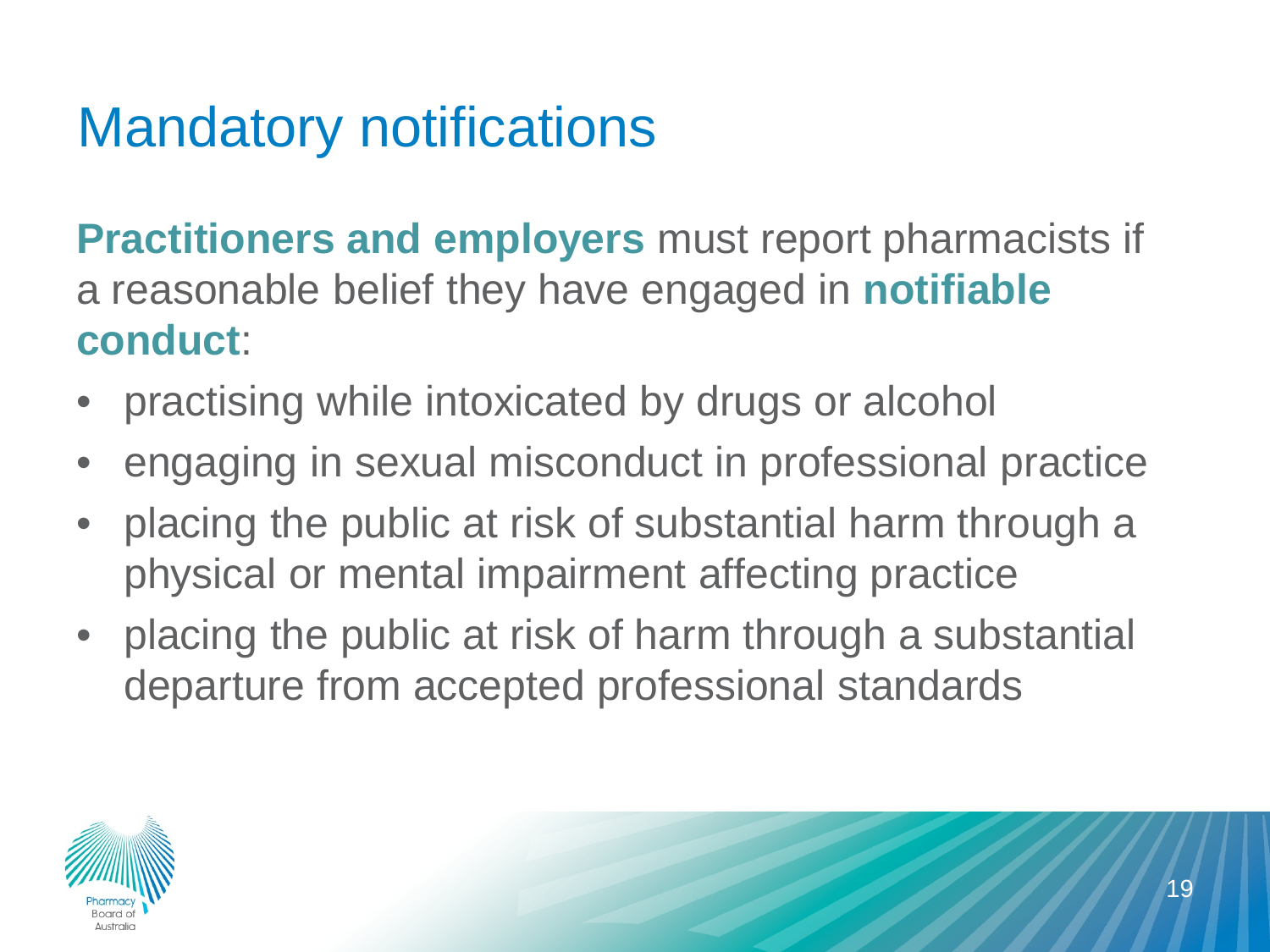# Mandatory notifications

**Practitioners and employers** must report pharmacists if a reasonable belief they have engaged in **notifiable conduct**:

- practising while intoxicated by drugs or alcohol
- engaging in sexual misconduct in professional practice
- placing the public at risk of substantial harm through a physical or mental impairment affecting practice
- placing the public at risk of harm through a substantial departure from accepted professional standards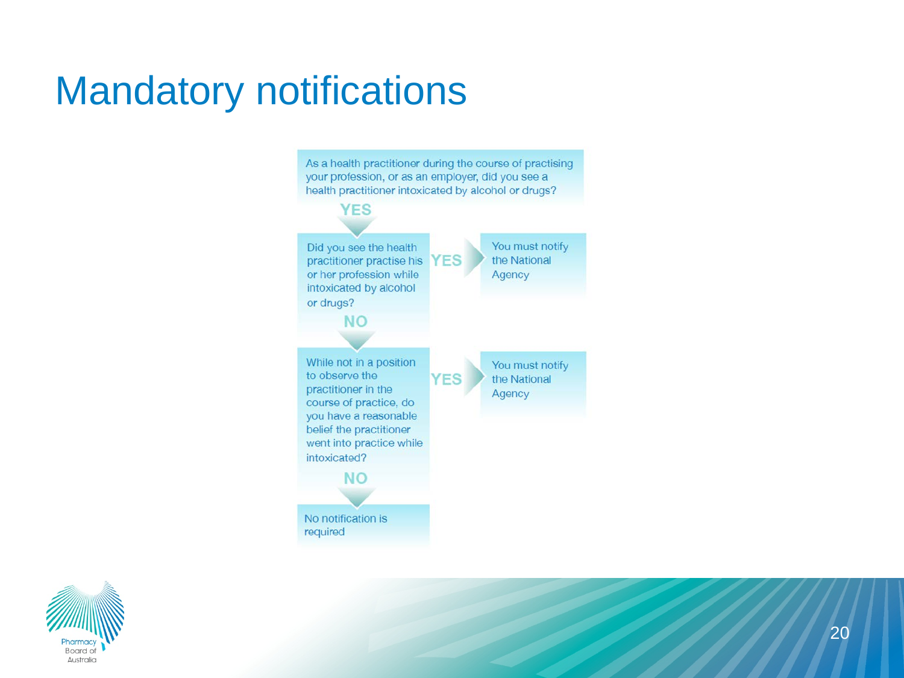# Mandatory notifications

As a health practitioner during the course of practising your profession, or as an employer, did you see a health practitioner intoxicated by alcohol or drugs?

**YES** ↓

Did you see the health practitioner practise his or her profession while intoxicated by alcohol or drugs?

- **YES** → You must notify the National Agency
- **NO** ↓

While not in a position to observe the practitioner in the course of practice, do you have a reasonable belief the practitioner went into practice while intoxicated?

- **YES** → You must notify the National Agency
- **NO** ↓

No notification is required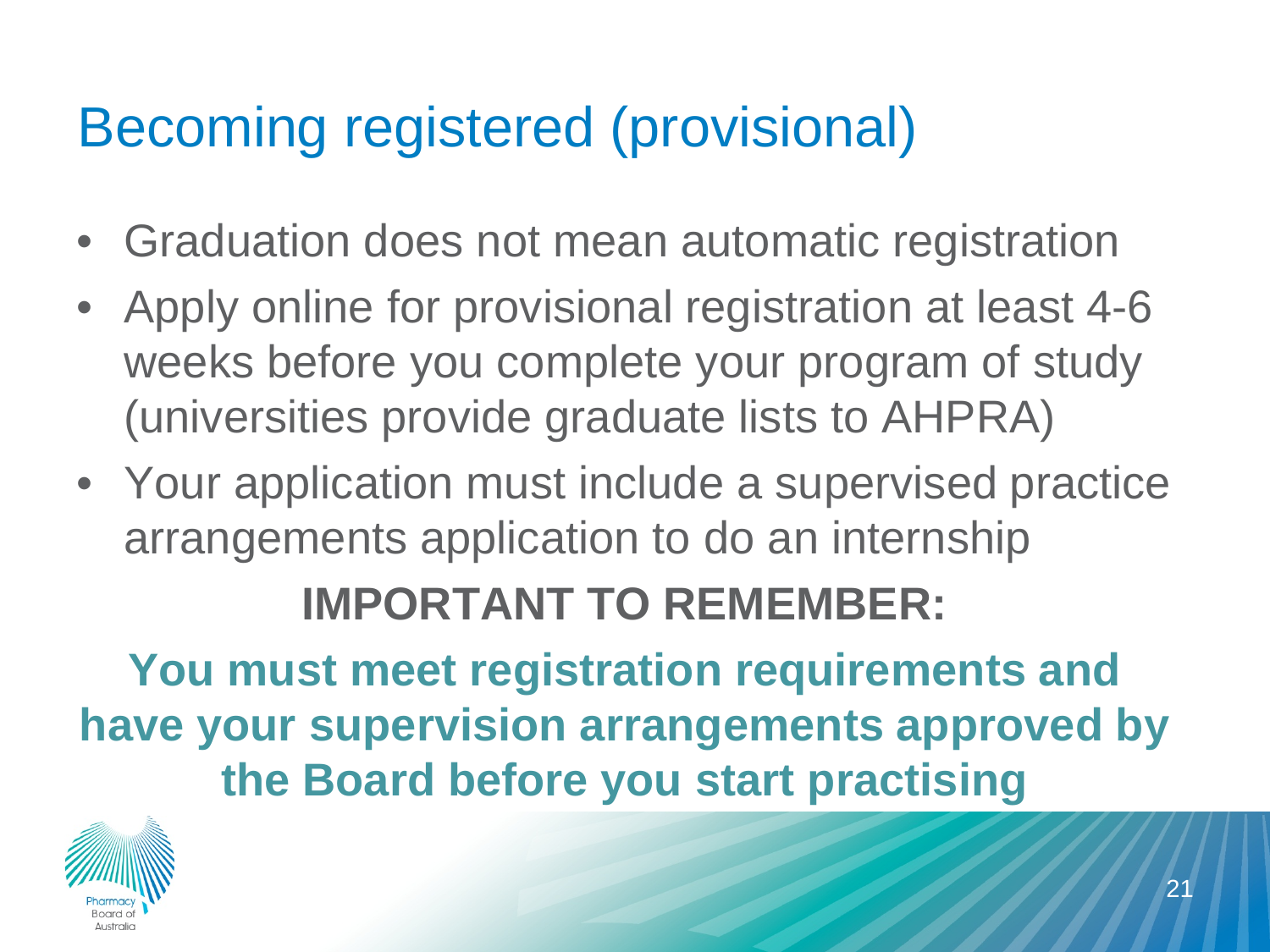# Becoming registered (provisional)

- Graduation does not mean automatic registration
- Apply online for provisional registration at least 4-6 weeks before you complete your program of study (universities provide graduate lists to AHPRA)
- Your application must include a supervised practice arrangements application to do an internship

**IMPORTANT TO REMEMBER:**

**You must meet registration requirements and have your supervision arrangements approved by the Board before you start practising**

Pharmacy Board of Australia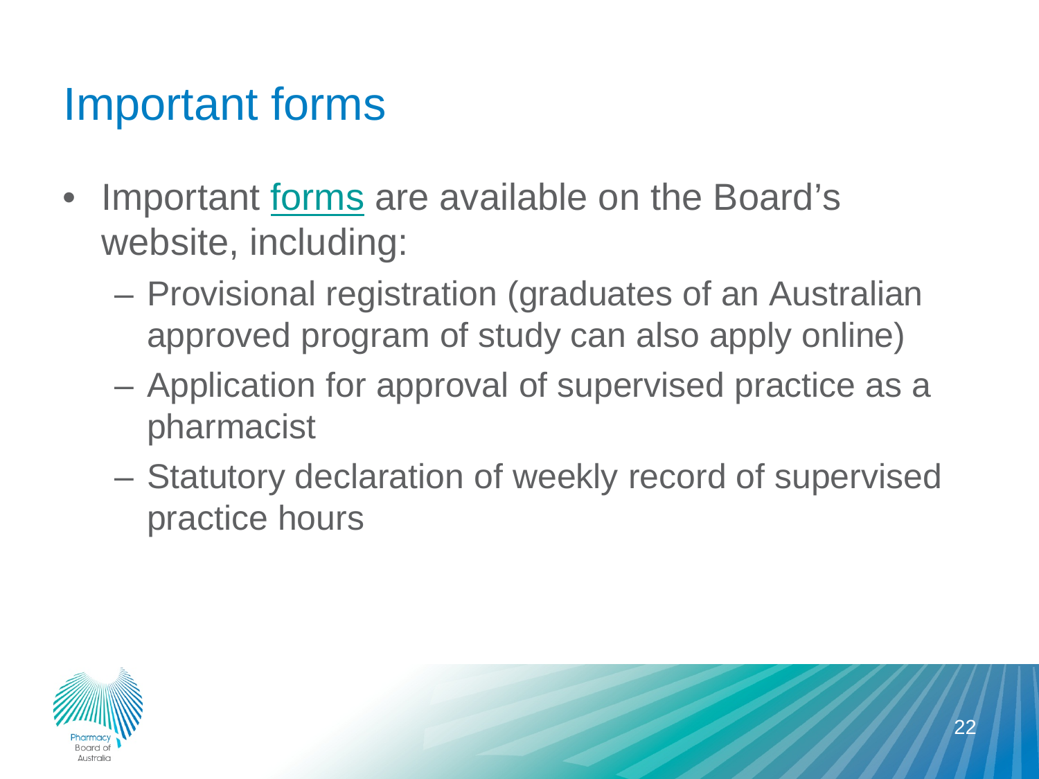# Important forms

- Important forms are available on the Board's website, including:
  - Provisional registration (graduates of an Australian approved program of study can also apply online)
  - Application for approval of supervised practice as a pharmacist
  - Statutory declaration of weekly record of supervised practice hours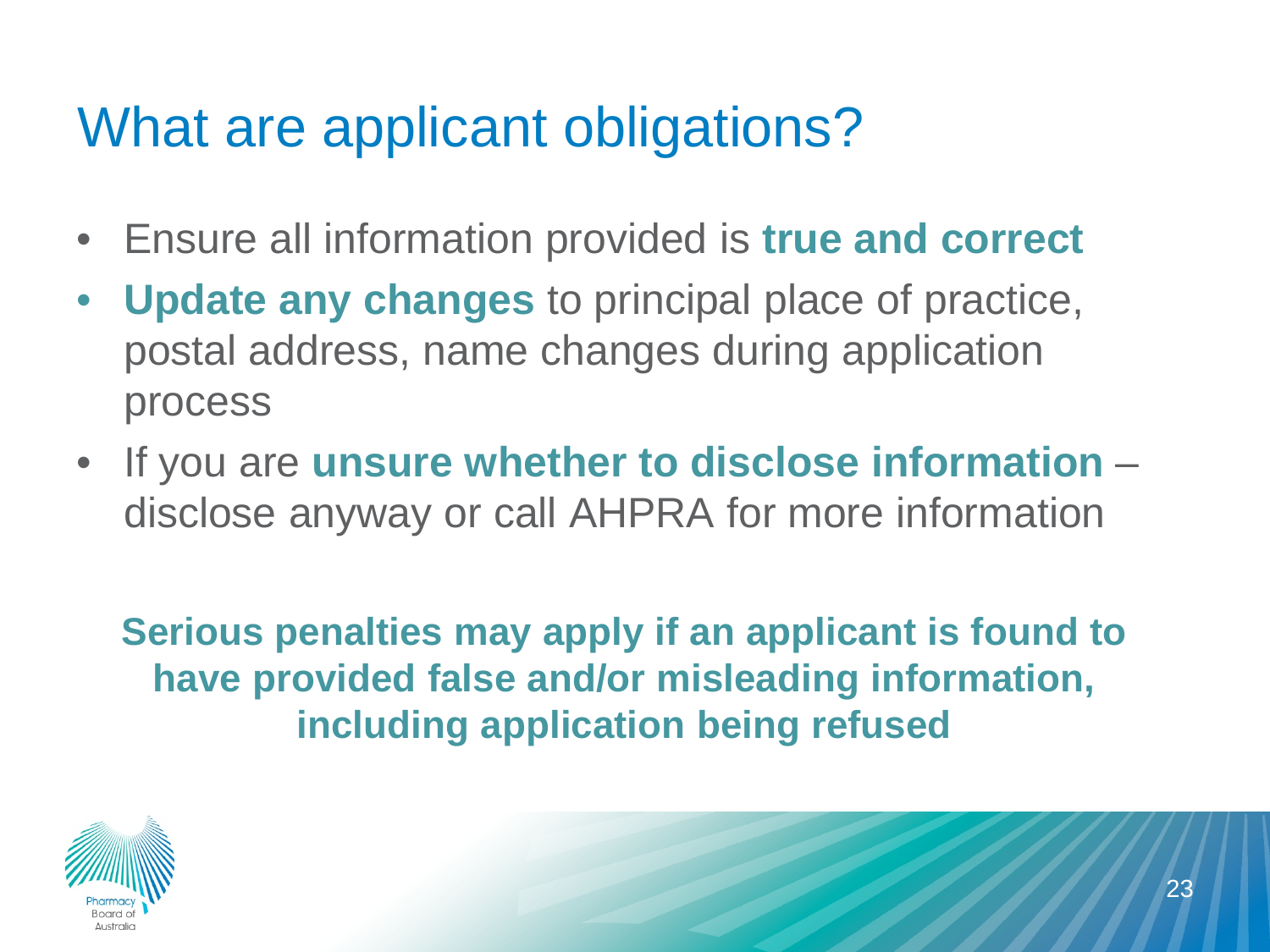# What are applicant obligations?

- Ensure all information provided is **true and correct**
- **Update any changes** to principal place of practice, postal address, name changes during application process
- If you are **unsure whether to disclose information** – disclose anyway or call AHPRA for more information

**Serious penalties may apply if an applicant is found to have provided false and/or misleading information, including application being refused**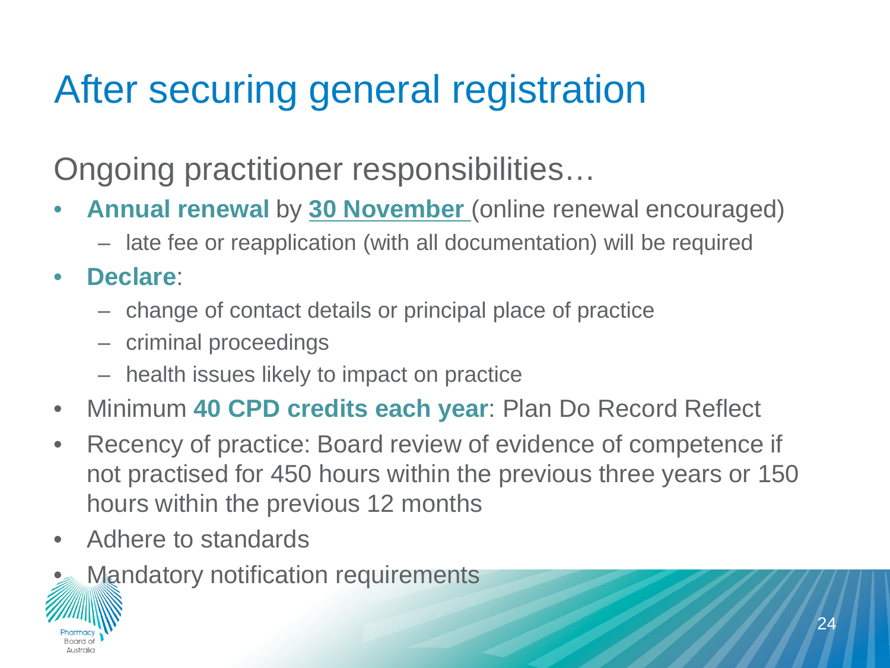# After securing general registration

## Ongoing practitioner responsibilities…

- **Annual renewal** by **30 November** (online renewal encouraged)
  - late fee or reapplication (with all documentation) will be required
- **Declare**:
  - change of contact details or principal place of practice
  - criminal proceedings
  - health issues likely to impact on practice
- Minimum **40 CPD credits each year**: Plan Do Record Reflect
- Recency of practice: Board review of evidence of competence if not practised for 450 hours within the previous three years or 150 hours within the previous 12 months
- Adhere to standards
- Mandatory notification requirements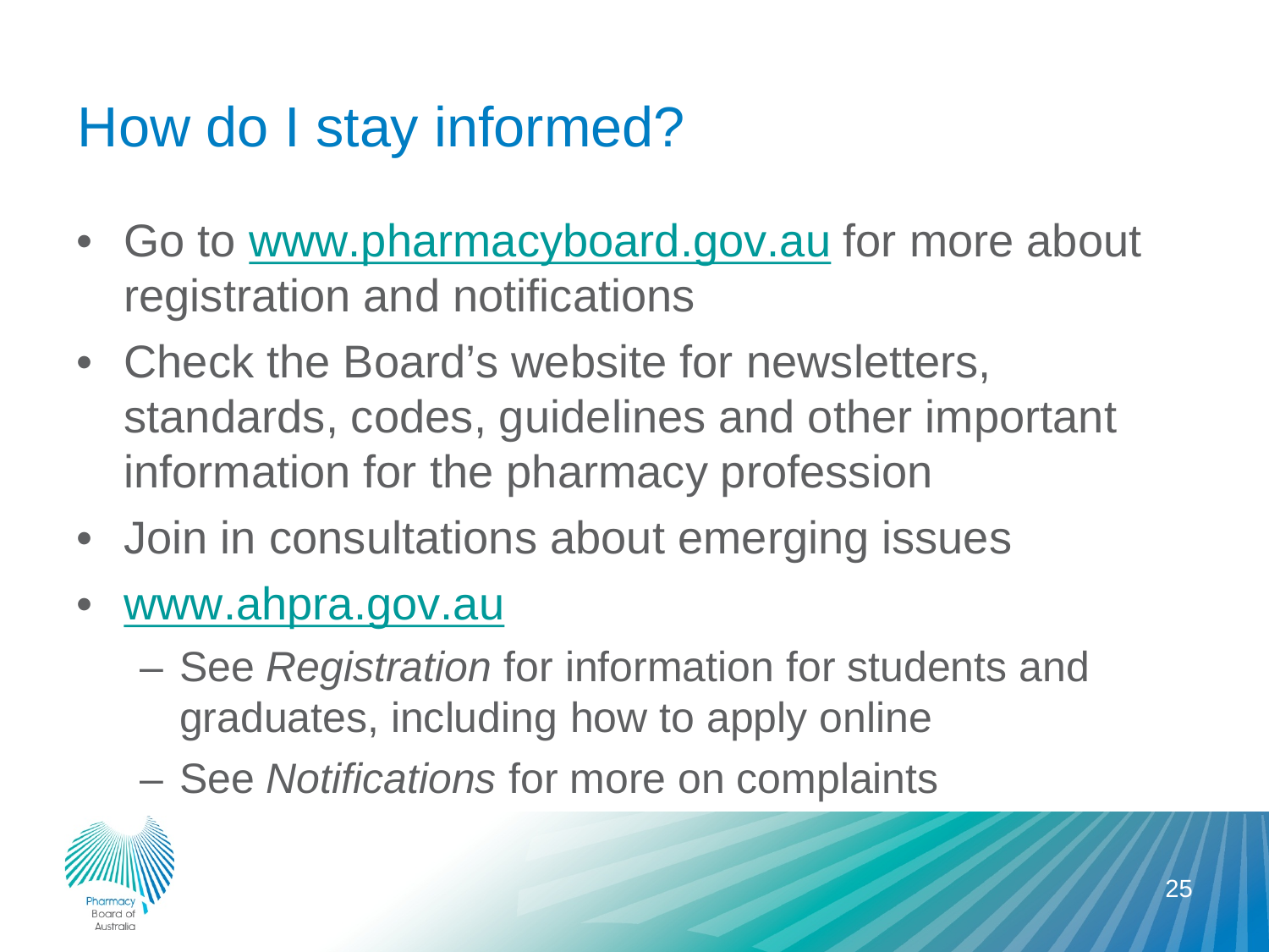# How do I stay informed?

- Go to www.pharmacyboard.gov.au for more about registration and notifications
- Check the Board's website for newsletters, standards, codes, guidelines and other important information for the pharmacy profession
- Join in consultations about emerging issues
- www.ahpra.gov.au
  - See *Registration* for information for students and graduates, including how to apply online
  - See *Notifications* for more on complaints